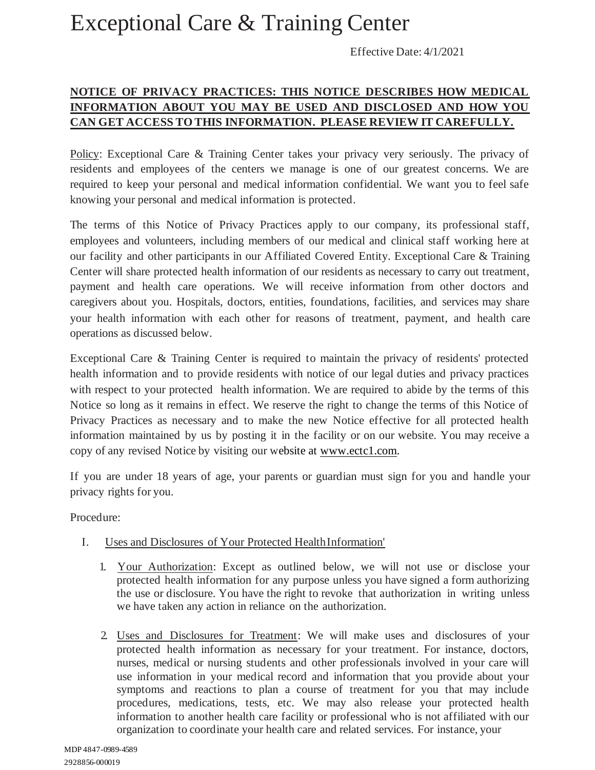# Exceptional Care & Training Center

Effective Date: 4/1/2021

**NOTICE OF PRIVACY PRACTICES: THIS NOTICE DESCRIBES HOW MEDICAL INFORMATION ABOUT YOU MAY BE USED AND DISCLOSED AND HOW YOU CAN GET ACCESS TO THIS INFORMATION. PLEASE REVIEW IT CAREFULLY.**

Policy: Exceptional Care & Training Center takes your privacy very seriously. The privacy of residents and employees of the centers we manage is one of our greatest concerns. We are required to keep your personal and medical information confidential. We want you to feel safe knowing your personal and medical information is protected.

The terms of this Notice of Privacy Practices apply to our company, its professional staff, employees and volunteers, including members of our medical and clinical staff working here at our facility and other participants in our Affiliated Covered Entity. Exceptional Care & Training Center will share protected health information of our residents as necessary to carry out treatment, payment and health care operations. We will receive information from other doctors and caregivers about you. Hospitals, doctors, entities, foundations, facilities, and services may share your health information with each other for reasons of treatment, payment, and health care operations as discussed below.

Exceptional Care & Training Center is required to maintain the privacy of residents' protected health information and to provide residents with notice of our legal duties and privacy practices with respect to your protected health information. We are required to abide by the terms of this Notice so long as it remains in effect. We reserve the right to change the terms of this Notice of Privacy Practices as necessary and to make the new Notice effective for all protected health information maintained by us by posting it in the facility or on our website. You may receive a copy of any revised Notice by visiting our website at www.ectc1.com.

If you are under 18 years of age, your parents or guardian must sign for you and handle your privacy rights for you.

Procedure:

I. Uses and Disclosures of Your Protected Health Information'

1. Your Authorization: Except as outlined below, we will not use or disclose your protected health information for any purpose unless you have signed a form authorizing the use or disclosure. You have the right to revoke that authorization in writing unless we have taken any action in reliance on the authorization.

2. Uses and Disclosures for Treatment: We will make uses and disclosures of your protected health information as necessary for your treatment. For instance, doctors, nurses, medical or nursing students and other professionals involved in your care will use information in your medical record and information that you provide about your symptoms and reactions to plan a course of treatment for you that may include procedures, medications, tests, etc. We may also release your protected health information to another health care facility or professional who is not affiliated with our organization to coordinate your health care and related services. For instance, your

MDP 4847-0989-4589
2928856-000019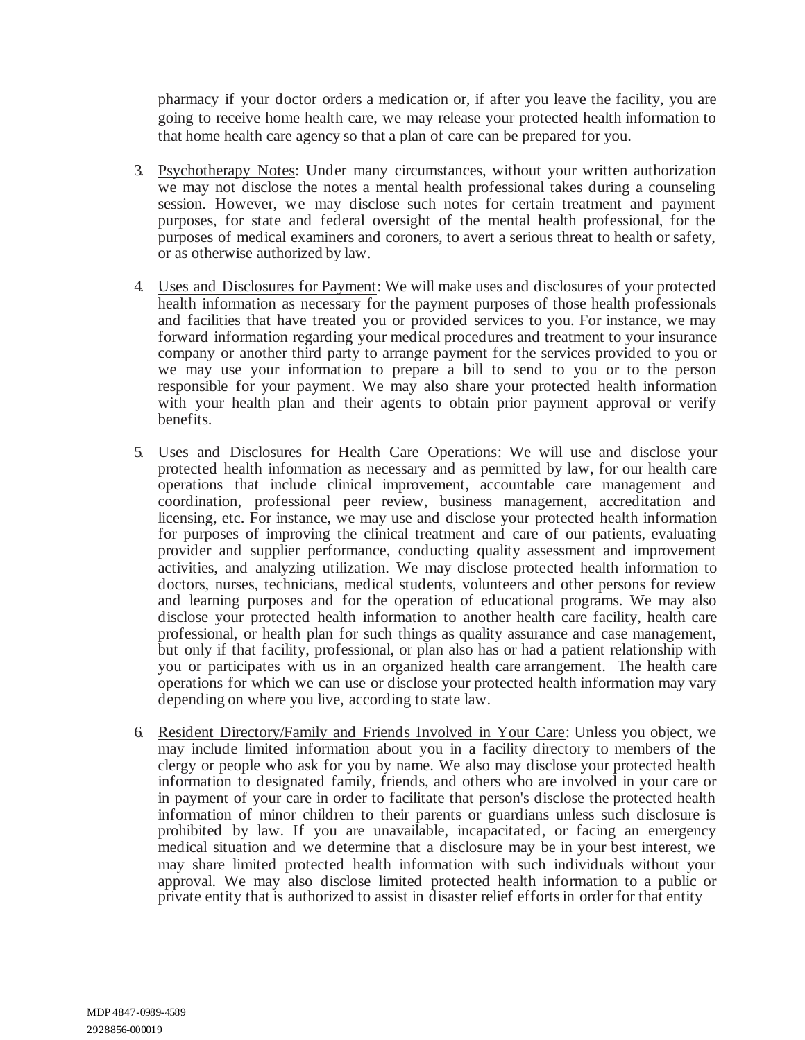pharmacy if your doctor orders a medication or, if after you leave the facility, you are going to receive home health care, we may release your protected health information to that home health care agency so that a plan of care can be prepared for you.

3. Psychotherapy Notes: Under many circumstances, without your written authorization we may not disclose the notes a mental health professional takes during a counseling session. However, we may disclose such notes for certain treatment and payment purposes, for state and federal oversight of the mental health professional, for the purposes of medical examiners and coroners, to avert a serious threat to health or safety, or as otherwise authorized by law.

4. Uses and Disclosures for Payment: We will make uses and disclosures of your protected health information as necessary for the payment purposes of those health professionals and facilities that have treated you or provided services to you. For instance, we may forward information regarding your medical procedures and treatment to your insurance company or another third party to arrange payment for the services provided to you or we may use your information to prepare a bill to send to you or to the person responsible for your payment. We may also share your protected health information with your health plan and their agents to obtain prior payment approval or verify benefits.

5. Uses and Disclosures for Health Care Operations: We will use and disclose your protected health information as necessary and as permitted by law, for our health care operations that include clinical improvement, accountable care management and coordination, professional peer review, business management, accreditation and licensing, etc. For instance, we may use and disclose your protected health information for purposes of improving the clinical treatment and care of our patients, evaluating provider and supplier performance, conducting quality assessment and improvement activities, and analyzing utilization. We may disclose protected health information to doctors, nurses, technicians, medical students, volunteers and other persons for review and learning purposes and for the operation of educational programs. We may also disclose your protected health information to another health care facility, health care professional, or health plan for such things as quality assurance and case management, but only if that facility, professional, or plan also has or had a patient relationship with you or participates with us in an organized health care arrangement. The health care operations for which we can use or disclose your protected health information may vary depending on where you live, according to state law.

6. Resident Directory/Family and Friends Involved in Your Care: Unless you object, we may include limited information about you in a facility directory to members of the clergy or people who ask for you by name. We also may disclose your protected health information to designated family, friends, and others who are involved in your care or in payment of your care in order to facilitate that person's disclose the protected health information of minor children to their parents or guardians unless such disclosure is prohibited by law. If you are unavailable, incapacitated, or facing an emergency medical situation and we determine that a disclosure may be in your best interest, we may share limited protected health information with such individuals without your approval. We may also disclose limited protected health information to a public or private entity that is authorized to assist in disaster relief efforts in order for that entity

MDP 4847-0989-4589
2928856-000019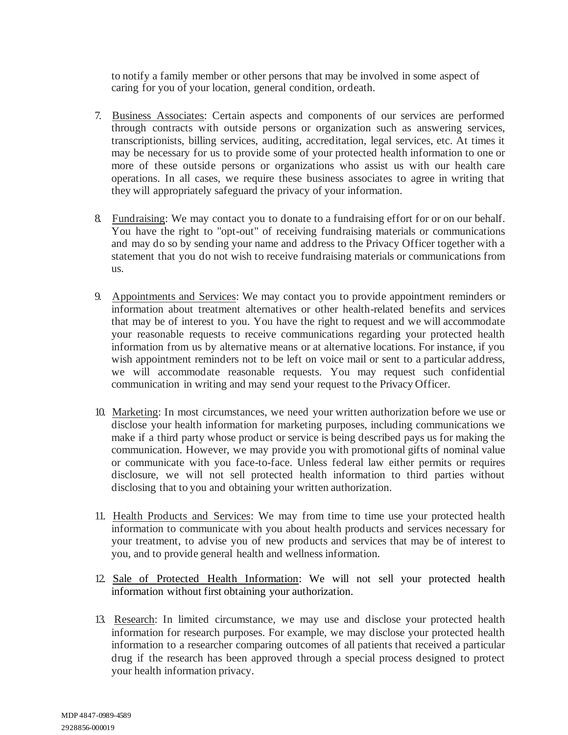to notify a family member or other persons that may be involved in some aspect of caring for you of your location, general condition, or death.

7. Business Associates: Certain aspects and components of our services are performed through contracts with outside persons or organization such as answering services, transcriptionists, billing services, auditing, accreditation, legal services, etc. At times it may be necessary for us to provide some of your protected health information to one or more of these outside persons or organizations who assist us with our health care operations. In all cases, we require these business associates to agree in writing that they will appropriately safeguard the privacy of your information.

8. Fundraising: We may contact you to donate to a fundraising effort for or on our behalf. You have the right to "opt-out" of receiving fundraising materials or communications and may do so by sending your name and address to the Privacy Officer together with a statement that you do not wish to receive fundraising materials or communications from us.

9. Appointments and Services: We may contact you to provide appointment reminders or information about treatment alternatives or other health-related benefits and services that may be of interest to you. You have the right to request and we will accommodate your reasonable requests to receive communications regarding your protected health information from us by alternative means or at alternative locations. For instance, if you wish appointment reminders not to be left on voice mail or sent to a particular address, we will accommodate reasonable requests. You may request such confidential communication in writing and may send your request to the Privacy Officer.

10. Marketing: In most circumstances, we need your written authorization before we use or disclose your health information for marketing purposes, including communications we make if a third party whose product or service is being described pays us for making the communication. However, we may provide you with promotional gifts of nominal value or communicate with you face-to-face. Unless federal law either permits or requires disclosure, we will not sell protected health information to third parties without disclosing that to you and obtaining your written authorization.

11. Health Products and Services: We may from time to time use your protected health information to communicate with you about health products and services necessary for your treatment, to advise you of new products and services that may be of interest to you, and to provide general health and wellness information.

12. Sale of Protected Health Information: We will not sell your protected health information without first obtaining your authorization.

13. Research: In limited circumstance, we may use and disclose your protected health information for research purposes. For example, we may disclose your protected health information to a researcher comparing outcomes of all patients that received a particular drug if the research has been approved through a special process designed to protect your health information privacy.

MDP 4847-0989-4589
2928856-000019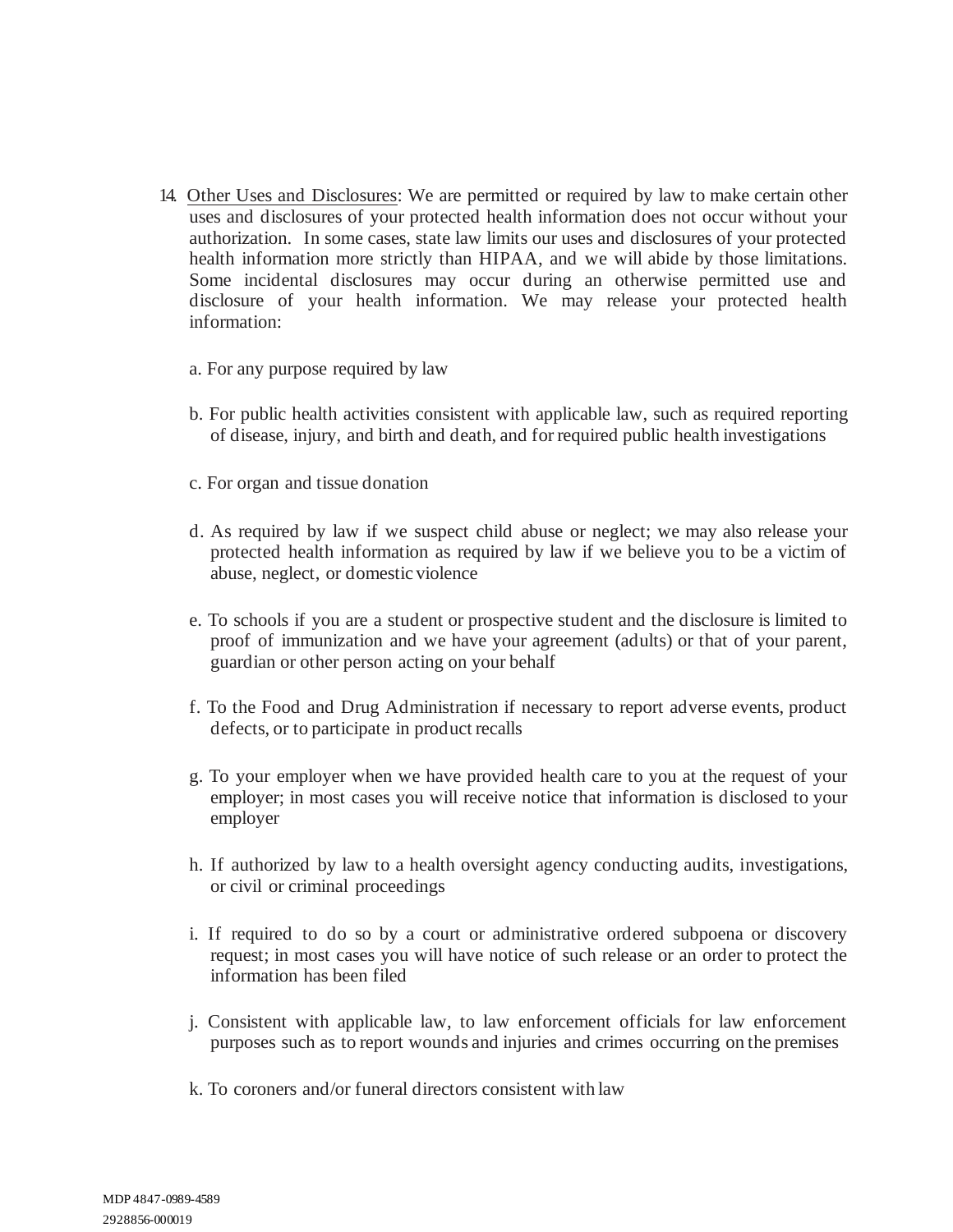14. <u>Other Uses and Disclosures</u>: We are permitted or required by law to make certain other uses and disclosures of your protected health information does not occur without your authorization. In some cases, state law limits our uses and disclosures of your protected health information more strictly than HIPAA, and we will abide by those limitations. Some incidental disclosures may occur during an otherwise permitted use and disclosure of your health information. We may release your protected health information:

    a. For any purpose required by law

    b. For public health activities consistent with applicable law, such as required reporting of disease, injury, and birth and death, and for required public health investigations

    c. For organ and tissue donation

    d. As required by law if we suspect child abuse or neglect; we may also release your protected health information as required by law if we believe you to be a victim of abuse, neglect, or domestic violence

    e. To schools if you are a student or prospective student and the disclosure is limited to proof of immunization and we have your agreement (adults) or that of your parent, guardian or other person acting on your behalf

    f. To the Food and Drug Administration if necessary to report adverse events, product defects, or to participate in product recalls

    g. To your employer when we have provided health care to you at the request of your employer; in most cases you will receive notice that information is disclosed to your employer

    h. If authorized by law to a health oversight agency conducting audits, investigations, or civil or criminal proceedings

    i. If required to do so by a court or administrative ordered subpoena or discovery request; in most cases you will have notice of such release or an order to protect the information has been filed

    j. Consistent with applicable law, to law enforcement officials for law enforcement purposes such as to report wounds and injuries and crimes occurring on the premises

    k. To coroners and/or funeral directors consistent with law

MDP 4847-0989-4589
2928856-000019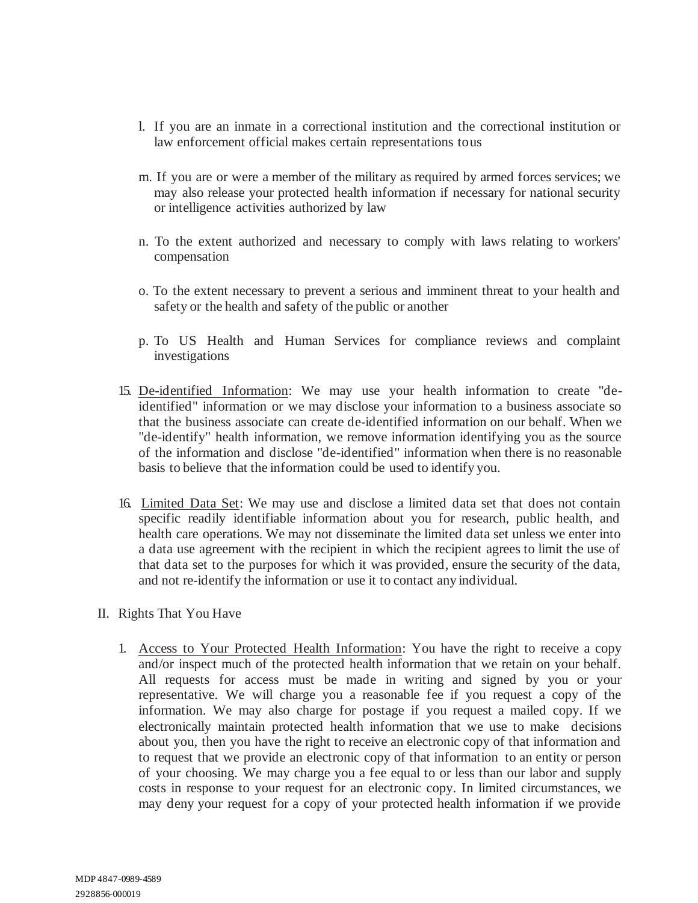l. If you are an inmate in a correctional institution and the correctional institution or law enforcement official makes certain representations tous

m. If you are or were a member of the military as required by armed forces services; we may also release your protected health information if necessary for national security or intelligence activities authorized by law

n. To the extent authorized and necessary to comply with laws relating to workers' compensation

o. To the extent necessary to prevent a serious and imminent threat to your health and safety or the health and safety of the public or another

p. To US Health and Human Services for compliance reviews and complaint investigations

15. De-identified Information: We may use your health information to create "de-identified" information or we may disclose your information to a business associate so that the business associate can create de-identified information on our behalf. When we "de-identify" health information, we remove information identifying you as the source of the information and disclose "de-identified" information when there is no reasonable basis to believe that the information could be used to identify you.

16. Limited Data Set: We may use and disclose a limited data set that does not contain specific readily identifiable information about you for research, public health, and health care operations. We may not disseminate the limited data set unless we enter into a data use agreement with the recipient in which the recipient agrees to limit the use of that data set to the purposes for which it was provided, ensure the security of the data, and not re-identify the information or use it to contact any individual.

II. Rights That You Have

1. Access to Your Protected Health Information: You have the right to receive a copy and/or inspect much of the protected health information that we retain on your behalf. All requests for access must be made in writing and signed by you or your representative. We will charge you a reasonable fee if you request a copy of the information. We may also charge for postage if you request a mailed copy. If we electronically maintain protected health information that we use to make decisions about you, then you have the right to receive an electronic copy of that information and to request that we provide an electronic copy of that information to an entity or person of your choosing. We may charge you a fee equal to or less than our labor and supply costs in response to your request for an electronic copy. In limited circumstances, we may deny your request for a copy of your protected health information if we provide

MDP 4847-0989-4589
2928856-000019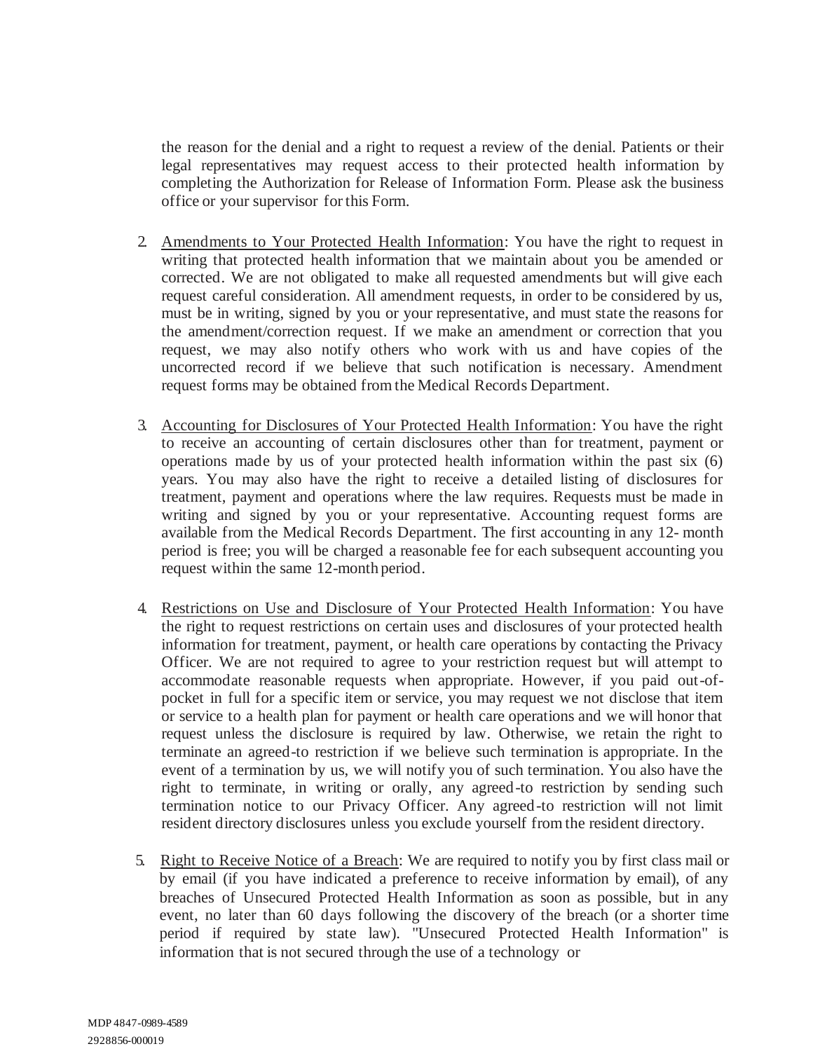the reason for the denial and a right to request a review of the denial. Patients or their legal representatives may request access to their protected health information by completing the Authorization for Release of Information Form. Please ask the business office or your supervisor for this Form.

2. Amendments to Your Protected Health Information: You have the right to request in writing that protected health information that we maintain about you be amended or corrected. We are not obligated to make all requested amendments but will give each request careful consideration. All amendment requests, in order to be considered by us, must be in writing, signed by you or your representative, and must state the reasons for the amendment/correction request. If we make an amendment or correction that you request, we may also notify others who work with us and have copies of the uncorrected record if we believe that such notification is necessary. Amendment request forms may be obtained from the Medical Records Department.

3. Accounting for Disclosures of Your Protected Health Information: You have the right to receive an accounting of certain disclosures other than for treatment, payment or operations made by us of your protected health information within the past six (6) years. You may also have the right to receive a detailed listing of disclosures for treatment, payment and operations where the law requires. Requests must be made in writing and signed by you or your representative. Accounting request forms are available from the Medical Records Department. The first accounting in any 12- month period is free; you will be charged a reasonable fee for each subsequent accounting you request within the same 12-month period.

4. Restrictions on Use and Disclosure of Your Protected Health Information: You have the right to request restrictions on certain uses and disclosures of your protected health information for treatment, payment, or health care operations by contacting the Privacy Officer. We are not required to agree to your restriction request but will attempt to accommodate reasonable requests when appropriate. However, if you paid out-of-pocket in full for a specific item or service, you may request we not disclose that item or service to a health plan for payment or health care operations and we will honor that request unless the disclosure is required by law. Otherwise, we retain the right to terminate an agreed-to restriction if we believe such termination is appropriate. In the event of a termination by us, we will notify you of such termination. You also have the right to terminate, in writing or orally, any agreed-to restriction by sending such termination notice to our Privacy Officer. Any agreed-to restriction will not limit resident directory disclosures unless you exclude yourself from the resident directory.

5. Right to Receive Notice of a Breach: We are required to notify you by first class mail or by email (if you have indicated a preference to receive information by email), of any breaches of Unsecured Protected Health Information as soon as possible, but in any event, no later than 60 days following the discovery of the breach (or a shorter time period if required by state law). "Unsecured Protected Health Information" is information that is not secured through the use of a technology or

MDP 4847-0989-4589
2928856-000019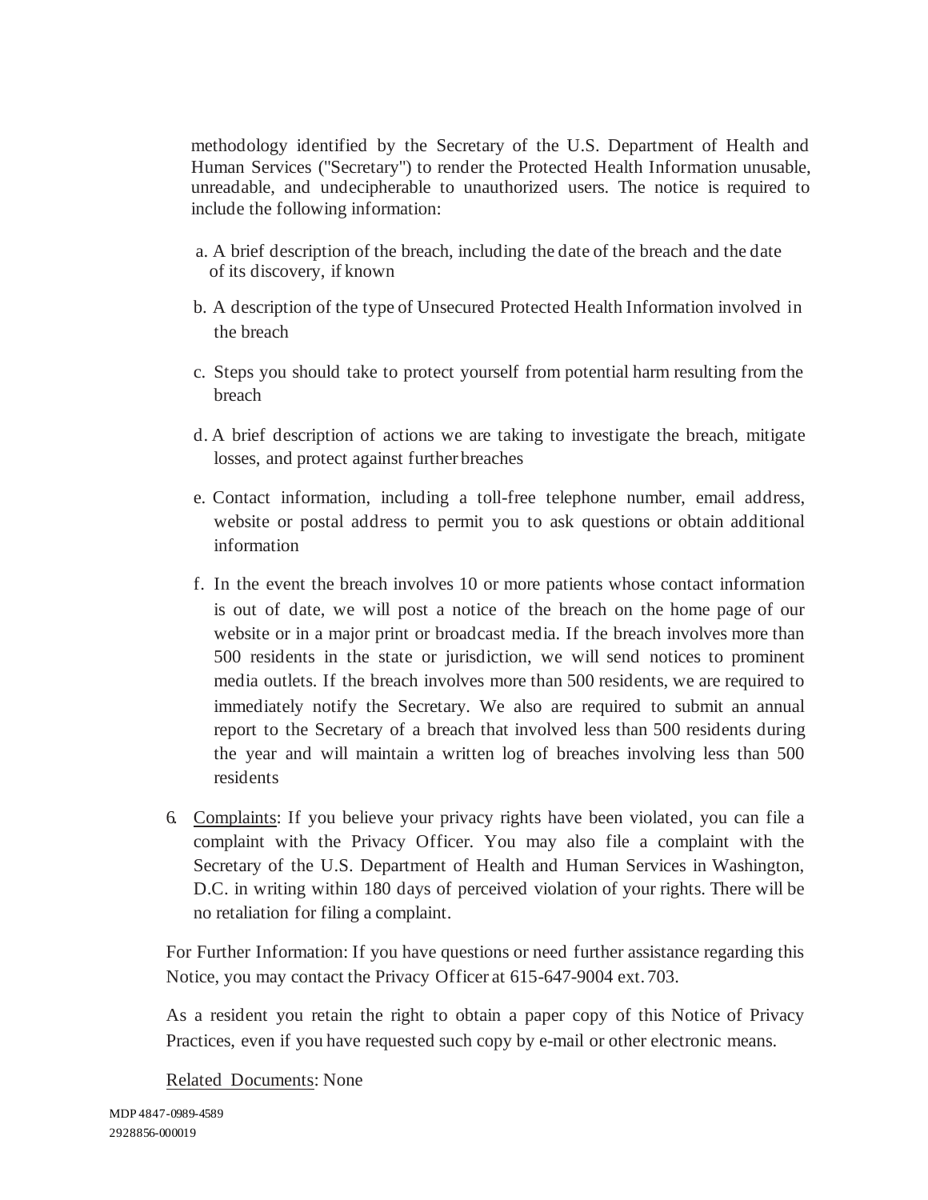methodology identified by the Secretary of the U.S. Department of Health and Human Services ("Secretary") to render the Protected Health Information unusable, unreadable, and undecipherable to unauthorized users. The notice is required to include the following information:

a. A brief description of the breach, including the date of the breach and the date of its discovery, if known

b. A description of the type of Unsecured Protected Health Information involved in the breach

c. Steps you should take to protect yourself from potential harm resulting from the breach

d. A brief description of actions we are taking to investigate the breach, mitigate losses, and protect against further breaches

e. Contact information, including a toll-free telephone number, email address, website or postal address to permit you to ask questions or obtain additional information

f. In the event the breach involves 10 or more patients whose contact information is out of date, we will post a notice of the breach on the home page of our website or in a major print or broadcast media. If the breach involves more than 500 residents in the state or jurisdiction, we will send notices to prominent media outlets. If the breach involves more than 500 residents, we are required to immediately notify the Secretary. We also are required to submit an annual report to the Secretary of a breach that involved less than 500 residents during the year and will maintain a written log of breaches involving less than 500 residents

6. Complaints: If you believe your privacy rights have been violated, you can file a complaint with the Privacy Officer. You may also file a complaint with the Secretary of the U.S. Department of Health and Human Services in Washington, D.C. in writing within 180 days of perceived violation of your rights. There will be no retaliation for filing a complaint.

For Further Information: If you have questions or need further assistance regarding this Notice, you may contact the Privacy Officer at 615-647-9004 ext. 703.

As a resident you retain the right to obtain a paper copy of this Notice of Privacy Practices, even if you have requested such copy by e-mail or other electronic means.

Related Documents: None

MDP 4847-0989-4589
2928856-000019